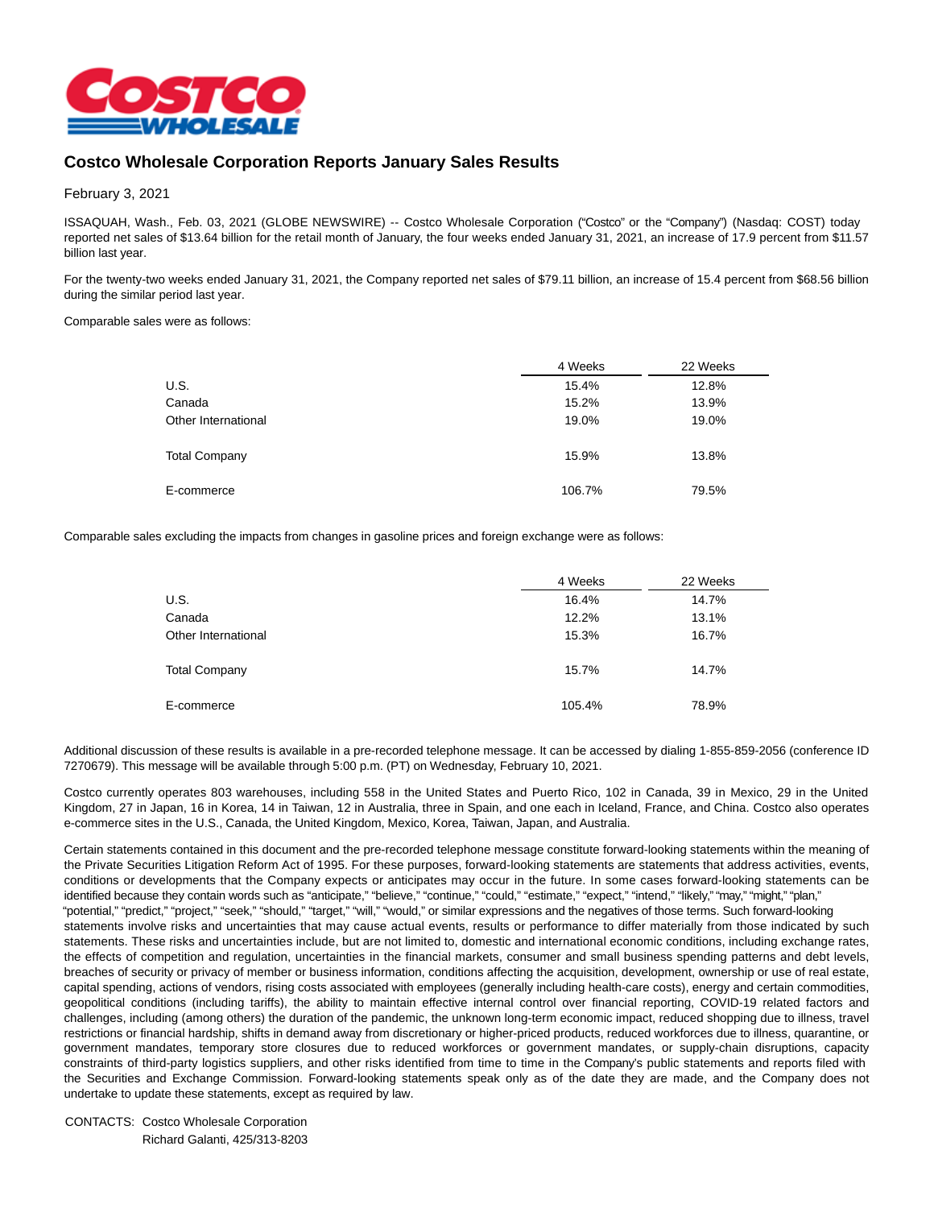# Costco Wholesale Corporation Reports January Sales Results

February 3, 2021

ISSAQUAH, Wash., Feb. 03, 2021 (GLOBE NEWSWIRE) -- Costco Wholesale Corporation ("Costco" or the "Company") (Nasdaq: COST) today reported net sales of $13.64 billion for the retail month of January, the four weeks ended January 31, 2021, an increase of 17.9 percent from $11.57 billion last year.

For the twenty-two weeks ended January 31, 2021, the Company reported net sales of $79.11 billion, an increase of 15.4 percent from $68.56 billion during the similar period last year.

Comparable sales were as follows:

| | 4 Weeks | 22 Weeks |
|---|---|---|
| U.S. | 15.4% | 12.8% |
| Canada | 15.2% | 13.9% |
| Other International | 19.0% | 19.0% |
| Total Company | 15.9% | 13.8% |
| E-commerce | 106.7% | 79.5% |

Comparable sales excluding the impacts from changes in gasoline prices and foreign exchange were as follows:

| | 4 Weeks | 22 Weeks |
|---|---|---|
| U.S. | 16.4% | 14.7% |
| Canada | 12.2% | 13.1% |
| Other International | 15.3% | 16.7% |
| Total Company | 15.7% | 14.7% |
| E-commerce | 105.4% | 78.9% |

Additional discussion of these results is available in a pre-recorded telephone message. It can be accessed by dialing 1-855-859-2056 (conference ID 7270679). This message will be available through 5:00 p.m. (PT) on Wednesday, February 10, 2021.

Costco currently operates 803 warehouses, including 558 in the United States and Puerto Rico, 102 in Canada, 39 in Mexico, 29 in the United Kingdom, 27 in Japan, 16 in Korea, 14 in Taiwan, 12 in Australia, three in Spain, and one each in Iceland, France, and China. Costco also operates e-commerce sites in the U.S., Canada, the United Kingdom, Mexico, Korea, Taiwan, Japan, and Australia.

Certain statements contained in this document and the pre-recorded telephone message constitute forward-looking statements within the meaning of the Private Securities Litigation Reform Act of 1995. For these purposes, forward-looking statements are statements that address activities, events, conditions or developments that the Company expects or anticipates may occur in the future. In some cases forward-looking statements can be identified because they contain words such as "anticipate," "believe," "continue," "could," "estimate," "expect," "intend," "likely," "may," "might," "plan," "potential," "predict," "project," "seek," "should," "target," "will," "would," or similar expressions and the negatives of those terms. Such forward-looking statements involve risks and uncertainties that may cause actual events, results or performance to differ materially from those indicated by such statements. These risks and uncertainties include, but are not limited to, domestic and international economic conditions, including exchange rates, the effects of competition and regulation, uncertainties in the financial markets, consumer and small business spending patterns and debt levels, breaches of security or privacy of member or business information, conditions affecting the acquisition, development, ownership or use of real estate, capital spending, actions of vendors, rising costs associated with employees (generally including health-care costs), energy and certain commodities, geopolitical conditions (including tariffs), the ability to maintain effective internal control over financial reporting, COVID-19 related factors and challenges, including (among others) the duration of the pandemic, the unknown long-term economic impact, reduced shopping due to illness, travel restrictions or financial hardship, shifts in demand away from discretionary or higher-priced products, reduced workforces due to illness, quarantine, or government mandates, temporary store closures due to reduced workforces or government mandates, or supply-chain disruptions, capacity constraints of third-party logistics suppliers, and other risks identified from time to time in the Company's public statements and reports filed with the Securities and Exchange Commission. Forward-looking statements speak only as of the date they are made, and the Company does not undertake to update these statements, except as required by law.

CONTACTS: Costco Wholesale Corporation
Richard Galanti, 425/313-8203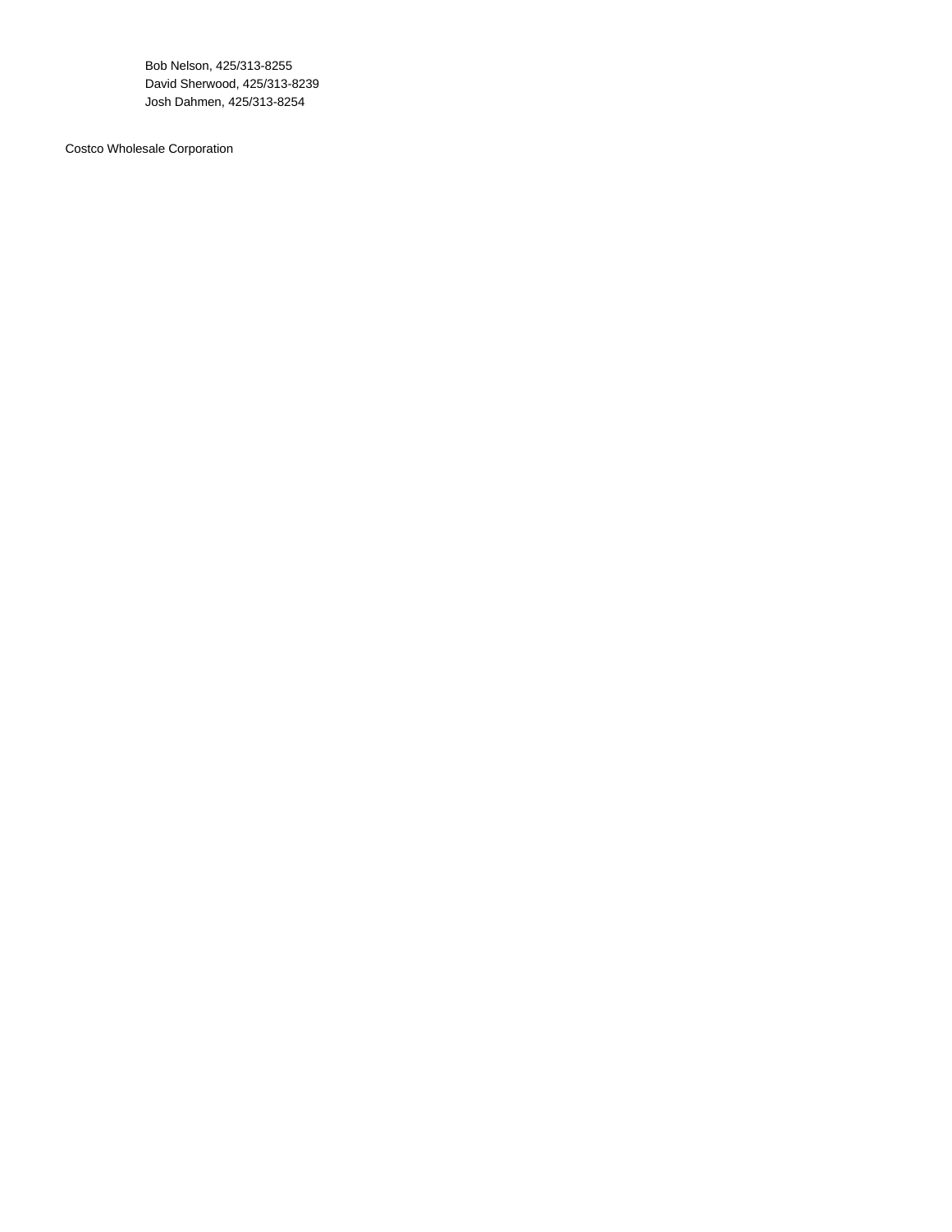Bob Nelson, 425/313-8255
David Sherwood, 425/313-8239
Josh Dahmen, 425/313-8254

Costco Wholesale Corporation